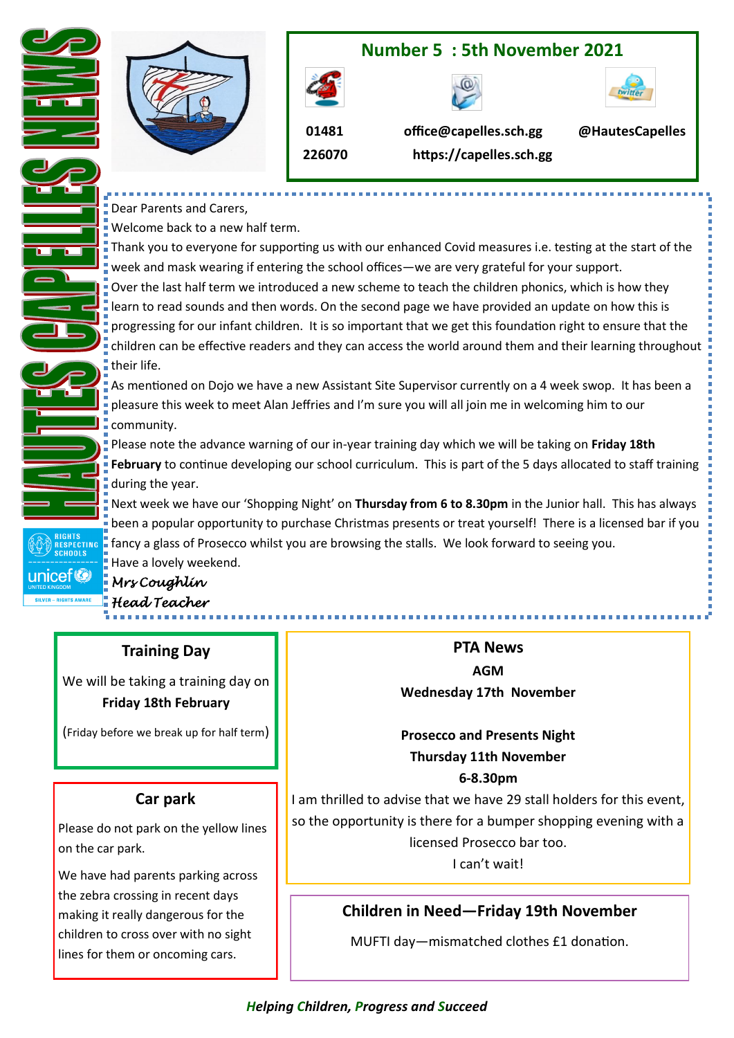# HAUTES CAPELLES NEWS

## Number 5 : 5th November 2021

01481 226070

office@capelles.sch.gg

https://capelles.sch.gg

@HautesCapelles

Dear Parents and Carers,

Welcome back to a new half term.

Thank you to everyone for supporting us with our enhanced Covid measures i.e. testing at the start of the week and mask wearing if entering the school offices—we are very grateful for your support.

Over the last half term we introduced a new scheme to teach the children phonics, which is how they learn to read sounds and then words. On the second page we have provided an update on how this is progressing for our infant children. It is so important that we get this foundation right to ensure that the children can be effective readers and they can access the world around them and their learning throughout their life.

As mentioned on Dojo we have a new Assistant Site Supervisor currently on a 4 week swop. It has been a pleasure this week to meet Alan Jeffries and I'm sure you will all join me in welcoming him to our community.

Please note the advance warning of our in-year training day which we will be taking on **Friday 18th February** to continue developing our school curriculum. This is part of the 5 days allocated to staff training during the year.

Next week we have our 'Shopping Night' on **Thursday from 6 to 8.30pm** in the Junior hall. This has always been a popular opportunity to purchase Christmas presents or treat yourself! There is a licensed bar if you fancy a glass of Prosecco whilst you are browsing the stalls. We look forward to seeing you.

Have a lovely weekend.

*Mrs Coughlin*
*Head Teacher*

RIGHTS RESPECTING SCHOOLS
unicef UNITED KINGDOM
SILVER – RIGHTS AWARE

### Training Day

We will be taking a training day on **Friday 18th February**

(Friday before we break up for half term)

### Car park

Please do not park on the yellow lines on the car park.

We have had parents parking across the zebra crossing in recent days making it really dangerous for the children to cross over with no sight lines for them or oncoming cars.

### PTA News

**AGM**
**Wednesday 17th November**

**Prosecco and Presents Night**
**Thursday 11th November**
**6-8.30pm**

I am thrilled to advise that we have 29 stall holders for this event, so the opportunity is there for a bumper shopping evening with a licensed Prosecco bar too.

I can't wait!

### Children in Need—Friday 19th November

MUFTI day—mismatched clothes £1 donation.

***Helping Children, Progress and Succeed***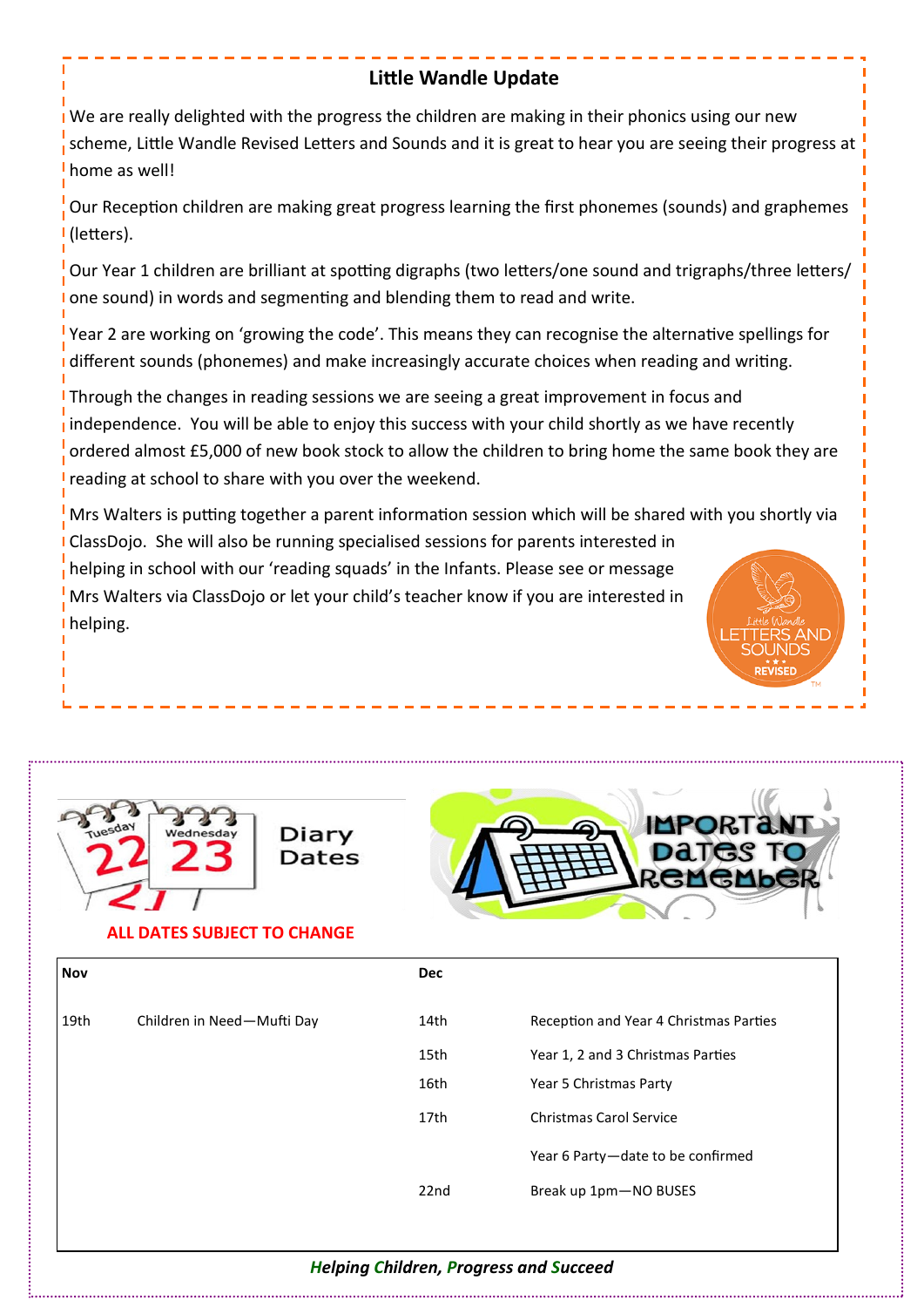## Little Wandle Update

We are really delighted with the progress the children are making in their phonics using our new scheme, Little Wandle Revised Letters and Sounds and it is great to hear you are seeing their progress at home as well!

Our Reception children are making great progress learning the first phonemes (sounds) and graphemes (letters).

Our Year 1 children are brilliant at spotting digraphs (two letters/one sound and trigraphs/three letters/ one sound) in words and segmenting and blending them to read and write.

Year 2 are working on 'growing the code'. This means they can recognise the alternative spellings for different sounds (phonemes) and make increasingly accurate choices when reading and writing.

Through the changes in reading sessions we are seeing a great improvement in focus and independence. You will be able to enjoy this success with your child shortly as we have recently ordered almost £5,000 of new book stock to allow the children to bring home the same book they are reading at school to share with you over the weekend.

Mrs Walters is putting together a parent information session which will be shared with you shortly via ClassDojo. She will also be running specialised sessions for parents interested in helping in school with our 'reading squads' in the Infants. Please see or message Mrs Walters via ClassDojo or let your child's teacher know if you are interested in helping.

## Diary Dates

**ALL DATES SUBJECT TO CHANGE**

IMPORTANT DATES TO REMEMBER

| Nov | | Dec | |
|---|---|---|---|
| 19th | Children in Need—Mufti Day | 14th | Reception and Year 4 Christmas Parties |
| | | 15th | Year 1, 2 and 3 Christmas Parties |
| | | 16th | Year 5 Christmas Party |
| | | 17th | Christmas Carol Service |
| | | | Year 6 Party—date to be confirmed |
| | | 22nd | Break up 1pm—NO BUSES |

***Helping Children, Progress and Succeed***